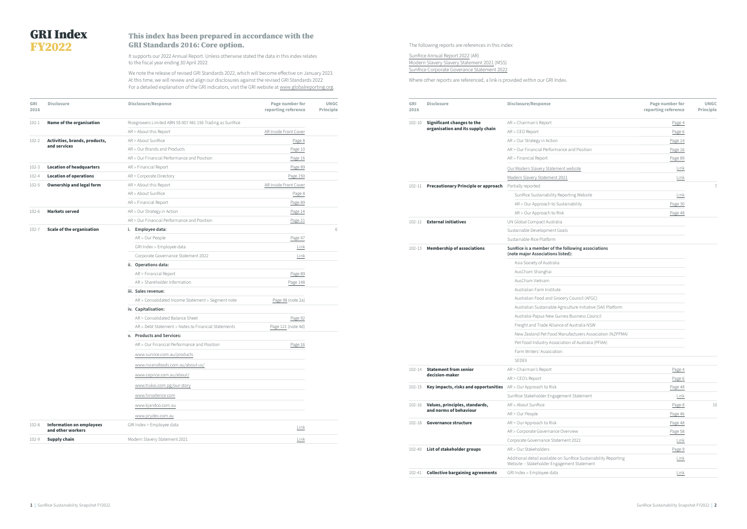# GRI Index FY2022

## This index has been prepared in accordance with the GRI Standards 2016: Core option.

It supports our 2022 Annual Report. Unless otherwise stated the data in this index relates to the fiscal year ending 30 April 2022.

We note the release of revised GRI Standards 2022, which will become effective on January 2023. At this time, we will review and align our disclosures against the revised GRI Standards 2022. For a detailed explanation of the GRI indicators, visit the GRI website at www.globalreporting.org

The following reports are references in this index:

SunRice Annual Report 2022 (AR)
Modern Slavery Slavery Statement 2021 (MSS)
SunRice Corporate Goverance Statement 2022

Where other reports are referenced, a link is provided within our GRI Index.

| GRI 2016 | Disclosure | Disclosure/Response | Page number for reporting reference | UNGC Principle |
|---|---|---|---|---|
| 102-1 | **Name of the organisation** | Ricegrowers Limited ABN 55 007 481 156 Trading as SunRice | | |
| | | AR > About this Report | AR Inside Front Cover | |
| 102-2 | **Activities, brands, products, and services** | AR > About SunRice | Page 8 | |
| | | AR > Our Brands and Products | Page 10 | |
| | | AR > Our Financial Performance and Position | Page 16 | |
| 102-3 | **Location of headquarters** | AR > Financial Report | Page 89 | |
| 102-4 | **Location of operations** | AR > Corporate Directory | Page 150 | |
| 102-5 | **Ownership and legal form** | AR > About this Report | AR Inside Front Cover | |
| | | AR > About SunRice | Page 8 | |
| | | AR > Financial Report | Page 89 | |
| 102-6 | **Markets served** | AR > Our Strategy in Action | Page 14 | |
| | | AR > Our Financial Performance and Position | Page 21 | |
| 102-7 | **Scale of the organisation** | **i. Employee data:** | | 6 |
| | | AR > Our People | Page 47 | |
| | | GRI Index > Employee data | Link | |
| | | Corporate Governance Statement 2022 | Link | |
| | | **ii. Operations data:** | | |
| | | AR > Financial Report | Page 89 | |
| | | AR > Shareholder Information | Page 148 | |
| | | **iii. Sales revenue:** | | |
| | | AR > Consolidated Income Statement > Segment note | Page 98 (note 2a) | |
| | | **iv. Capitalisation:** | | |
| | | AR > Consolidated Balance Sheet | Page 92 | |
| | | AR > Debt Statement > Notes to Financial Statements | Page 121 (note 4d) | |
| | | **v. Products and Services:** | | |
| | | AR > Our Financial Performance and Position | Page 16 | |
| | | www.sunrice.com.au/products | | |
| | | www.rivianafoods.com.au/about-us/ | | |
| | | www.coprice.com.au/about/ | | |
| | | www.trukai.com.pg/our-story | | |
| | | www.hinoderice.com | | |
| | | www.kjandco.com.au | | |
| | | www.prydes.com.au | | |
| 102-8 | **Information on employees and other workers** | GRI Index > Employee data | Link | |
| 102-9 | **Supply chain** | Modern Slavery Statement 2021 | Link | |
| 102-10 | **Significant changes to the organisation and its supply chain** | AR > Chairman's Report | Page 4 | |
| | | AR > CEO Report | Page 6 | |
| | | AR > Our Strategy in Action | Page 14 | |
| | | AR > Our Financial Performance and Position | Page 16 | |
| | | AR > Financial Report | Page 89 | |
| | | Our Modern Slavery Statement website | Link | |
| | | Modern Slavery Statement 2021 | Link | |
| 102-11 | **Precautionary Principle or approach** | Partially reported: | | 7 |
| | | SunRice Sustainability Reporting Website | Link | |
| | | AR > Our Approach to Sustainability | Page 30 | |
| | | AR > Our Approach to Risk | Page 48 | |
| 102-12 | **External initiatives** | UN Global Compact Australia | | |
| | | Sustainable Development Goals | | |
| | | Sustainable Rice Platform | | |
| 102-13 | **Membership of associations** | **SunRice is a member of the following associations (note major Associations listed):** | | |
| | | Asia Society of Australia | | |
| | | AusCham Shanghai | | |
| | | AusCham Vietnam | | |
| | | Australian Farm Institute | | |
| | | Australian Food and Grocery Council (AFGC) | | |
| | | Australian Sustainable Agriculture Initiative (SAI) Platform | | |
| | | Australia-Papua New Guinea Business Council | | |
| | | Freight and Trade Alliance of Australia NSW | | |
| | | New Zealand Pet Food Manufacturers Association (NZPFMA) | | |
| | | Pet Food Industry Association of Australia (PFIAA) | | |
| | | Farm Writers' Association | | |
| | | SEDEX | | |
| 102-14 | **Statement from senior decision-maker** | AR > Chairman's Report | Page 4 | |
| | | AR > CEO's Report | Page 6 | |
| 102-15 | **Key impacts, risks and opportunities** | AR > Our Approach to Risk | Page 48 | |
| | | SunRice Stakeholder Engagement Statement | Link | |
| 102-16 | **Values, principles, standards, and norms of behaviour** | AR > About SunRice | Page 8 | 10 |
| | | AR > Our People | Page 46 | |
| 102-18 | **Governance structure** | AR > Our Approach to Risk | Page 48 | |
| | | AR > Corporate Governance Overview | Page 58 | |
| | | Corporate Governance Statement 2022 | Link | |
| 102-40 | **List of stakeholder groups** | AR > Our Stakeholders | Page 9 | |
| | | Additional detail available on SunRice Sustainability Reporting Website – Stakeholder Engagement Statement | Link | |
| 102-41 | **Collective bargaining agreements** | GRI Index > Employee data | Link | |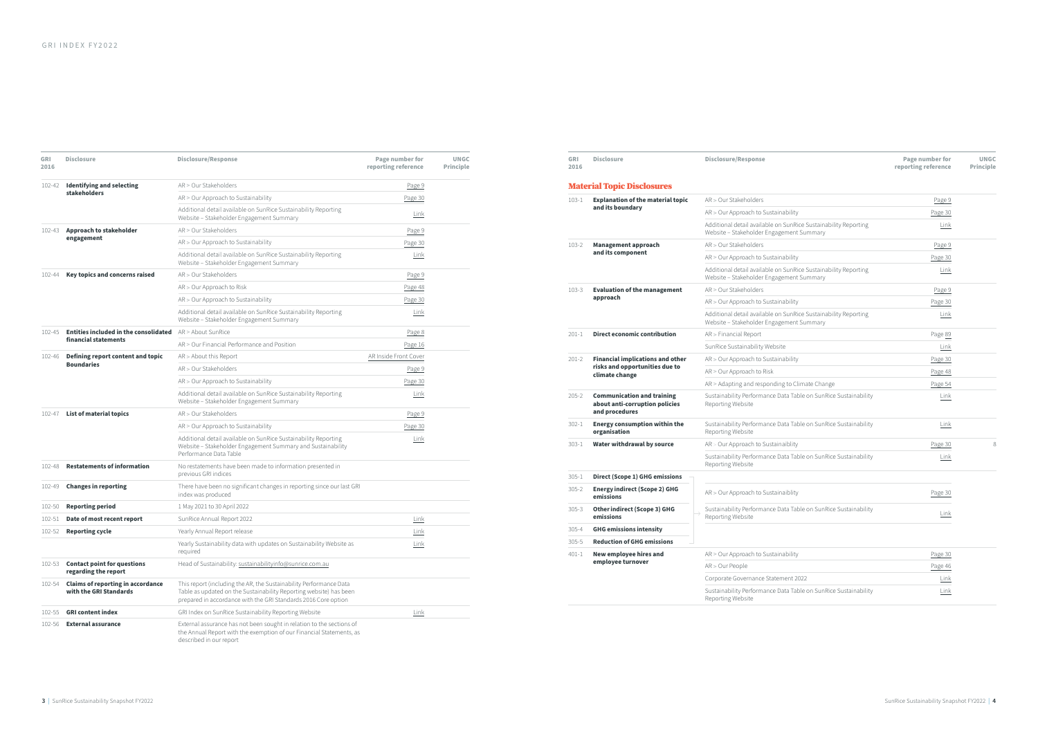# GRI INDEX FY2022

| GRI 2016 | Disclosure | Disclosure/Response | Page number for reporting reference | UNGC Principle |
|---|---|---|---|---|
| 102-42 | **Identifying and selecting stakeholders** | AR > Our Stakeholders | Page 9 | |
| | | AR > Our Approach to Sustainability | Page 30 | |
| | | Additional detail available on SunRice Sustainability Reporting Website – Stakeholder Engagement Summary | Link | |
| 102-43 | **Approach to stakeholder engagement** | AR > Our Stakeholders | Page 9 | |
| | | AR > Our Approach to Sustainability | Page 30 | |
| | | Additional detail available on SunRice Sustainability Reporting Website – Stakeholder Engagement Summary | Link | |
| 102-44 | **Key topics and concerns raised** | AR > Our Stakeholders | Page 9 | |
| | | AR > Our Approach to Risk | Page 48 | |
| | | AR > Our Approach to Sustainability | Page 30 | |
| | | Additional detail available on SunRice Sustainability Reporting Website – Stakeholder Engagement Summary | Link | |
| 102-45 | **Entities included in the consolidated financial statements** | AR > About SunRice | Page 8 | |
| | | AR > Our Financial Performance and Position | Page 16 | |
| 102-46 | **Defining report content and topic Boundaries** | AR > About this Report | AR Inside Front Cover | |
| | | AR > Our Stakeholders | Page 9 | |
| | | AR > Our Approach to Sustainability | Page 30 | |
| | | Additional detail available on SunRice Sustainability Reporting Website – Stakeholder Engagement Summary | Link | |
| 102-47 | **List of material topics** | AR > Our Stakeholders | Page 9 | |
| | | AR > Our Approach to Sustainability | Page 30 | |
| | | Additional detail available on SunRice Sustainability Reporting Website – Stakeholder Engagement Summary and Sustainability Performance Data Table | Link | |
| 102-48 | **Restatements of information** | No restatements have been made to information presented in previous GRI indices | | |
| 102-49 | **Changes in reporting** | There have been no significant changes in reporting since our last GRI index was produced | | |
| 102-50 | **Reporting period** | 1 May 2021 to 30 April 2022 | | |
| 102-51 | **Date of most recent report** | SunRice Annual Report 2022 | Link | |
| 102-52 | **Reporting cycle** | Yearly Annual Report release | Link | |
| | | Yearly Sustainability data with updates on Sustainability Website as required | Link | |
| 102-53 | **Contact point for questions regarding the report** | Head of Sustainability: sustainabilityinfo@sunrice.com.au | | |
| 102-54 | **Claims of reporting in accordance with the GRI Standards** | This report (including the AR, the Sustainability Performance Data Table as updated on the Sustainability Reporting website) has been prepared in accordance with the GRI Standards 2016 Core option | | |
| 102-55 | **GRI content index** | GRI Index on SunRice Sustainability Reporting Website | Link | |
| 102-56 | **External assurance** | External assurance has not been sought in relation to the sections of the Annual Report with the exemption of our Financial Statements, as described in our report | | |

## Material Topic Disclosures

| GRI 2016 | Disclosure | Disclosure/Response | Page number for reporting reference | UNGC Principle |
|---|---|---|---|---|
| 103-1 | **Explanation of the material topic and its boundary** | AR > Our Stakeholders | Page 9 | |
| | | AR > Our Approach to Sustainability | Page 30 | |
| | | Additional detail available on SunRice Sustainability Reporting Website – Stakeholder Engagement Summary | Link | |
| 103-2 | **Management approach and its component** | AR > Our Stakeholders | Page 9 | |
| | | AR > Our Approach to Sustainability | Page 30 | |
| | | Additional detail available on SunRice Sustainability Reporting Website – Stakeholder Engagement Summary | Link | |
| 103-3 | **Evaluation of the management approach** | AR > Our Stakeholders | Page 9 | |
| | | AR > Our Approach to Sustainability | Page 30 | |
| | | Additional detail available on SunRice Sustainability Reporting Website – Stakeholder Engagement Summary | Link | |
| 201-1 | **Direct economic contribution** | AR > Financial Report | Page 89 | |
| | | SunRice Sustainability Website | Link | |
| 201-2 | **Financial implications and other risks and opportunities due to climate change** | AR > Our Approach to Sustainability | Page 30 | |
| | | AR > Our Approach to Risk | Page 48 | |
| | | AR > Adapting and responding to Climate Change | Page 54 | |
| 205-2 | **Communication and training about anti-corruption policies and procedures** | Sustainability Performance Data Table on SunRice Sustainability Reporting Website | Link | |
| 302-1 | **Energy consumption within the organisation** | Sustainability Performance Data Table on SunRice Sustainability Reporting Website | Link | |
| 303-1 | **Water withdrawal by source** | AR > Our Approach to Sustainaiblity | Page 30 | 8 |
| | | Sustainability Performance Data Table on SunRice Sustainability Reporting Website | Link | |
| 305-1 | **Direct (Scope 1) GHG emissions** | AR > Our Approach to Sustainaiblity | Page 30 | |
| 305-2 | **Energy indirect (Scope 2) GHG emissions** | | | |
| 305-3 | **Other indirect (Scope 3) GHG emissions** | Sustainability Performance Data Table on SunRice Sustainability Reporting Website | Link | |
| 305-4 | **GHG emissions intensity** | | | |
| 305-5 | **Reduction of GHG emissions** | | | |
| 401-1 | **New employee hires and employee turnover** | AR > Our Approach to Sustainability | Page 30 | |
| | | AR > Our People | Page 46 | |
| | | Corporate Governance Statement 2022 | Link | |
| | | Sustainability Performance Data Table on SunRice Sustainability Reporting Website | Link | |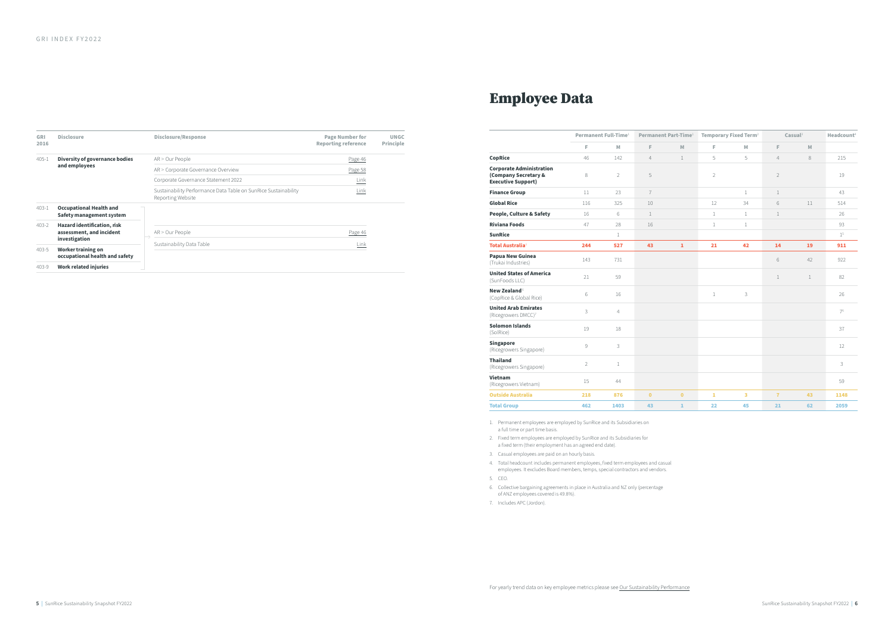GRI INDEX FY2022

| GRI 2016 | Disclosure | Disclosure/Response | Page Number for Reporting reference | UNGC Principle |
|---|---|---|---|---|
| 405-1 | **Diversity of governance bodies and employees** | AR > Our People | Page 46 | |
| | | AR > Corporate Governance Overview | Page 58 | |
| | | Corporate Governance Statement 2022 | Link | |
| | | Sustainability Performance Data Table on SunRice Sustainability Reporting Website | Link | |
| 403-1 | **Occupational Health and Safety management system** | AR > Our People | Page 46 | |
| 403-2 | **Hazard identification, risk assessment, and incident investigation** | Sustainability Data Table | Link | |
| 403-5 | **Worker training on occupational health and safety** | | | |
| 403-9 | **Work related injuries** | | | |

# Employee Data

| | Permanent Full-Time[1] | | Permanent Part-Time[1] | | Temporary Fixed Term[2] | | Casual[3] | | Headcount[4] |
|---|---|---|---|---|---|---|---|---|---|
| | F | M | F | M | F | M | F | M | |
| **CopRice** | 46 | 142 | 4 | 1 | 5 | 5 | 4 | 8 | 215 |
| **Corporate Administration (Company Secretary & Executive Support)** | 8 | 2 | 5 | | 2 | | 2 | | 19 |
| **Finance Group** | 11 | 23 | 7 | | | 1 | 1 | | 43 |
| **Global Rice** | 116 | 325 | 10 | | 12 | 34 | 6 | 11 | 514 |
| **People, Culture & Safety** | 16 | 6 | 1 | | 1 | 1 | 1 | | 26 |
| **Riviana Foods** | 47 | 28 | 16 | | 1 | 1 | | | 93 |
| **SunRice** | | 1 | | | | | | | 1[5] |
| **Total Australia[6]** | **244** | **527** | **43** | **1** | **21** | **42** | **14** | **19** | **911** |
| **Papua New Guinea** (Trukai Industries) | 143 | 731 | | | | | 6 | 42 | 922 |
| **United States of America** (SunFoods LLC) | 21 | 59 | | | | | 1 | 1 | 82 |
| **New Zealand[6]** (CopRice & Global Rice) | 6 | 16 | | | 1 | 3 | | | 26 |
| **United Arab Emirates** (Ricegrowers DMCC)[7] | 3 | 4 | | | | | | | 7[4] |
| **Solomon Islands** (SolRice) | 19 | 18 | | | | | | | 37 |
| **Singapore** (Ricegrowers Singapore) | 9 | 3 | | | | | | | 12 |
| **Thailand** (Ricegrowers Singapore) | 2 | 1 | | | | | | | 3 |
| **Vietnam** (Ricegrowers Vietnam) | 15 | 44 | | | | | | | 59 |
| **Outside Australia** | **218** | **876** | **0** | **0** | **1** | **3** | **7** | **43** | **1148** |
| **Total Group** | **462** | **1403** | **43** | **1** | **22** | **45** | **21** | **62** | **2059** |

1. Permanent employees are employed by SunRice and its Subsidiaries on a full time or part time basis.
2. Fixed term employees are employed by SunRice and its Subsidiaries for a fixed term (their employment has an agreed end date).
3. Casual employees are paid on an hourly basis.
4. Total headcount includes permanent employees, fixed term employees and casual employees. It excludes Board members, temps, special contractors and vendors.
5. CEO.
6. Collective bargaining agreements in place in Australia and NZ only (percentage of ANZ employees covered is 49.8%).
7. Includes APC (Jordon).

For yearly trend data on key employee metrics please see Our Sustainability Performance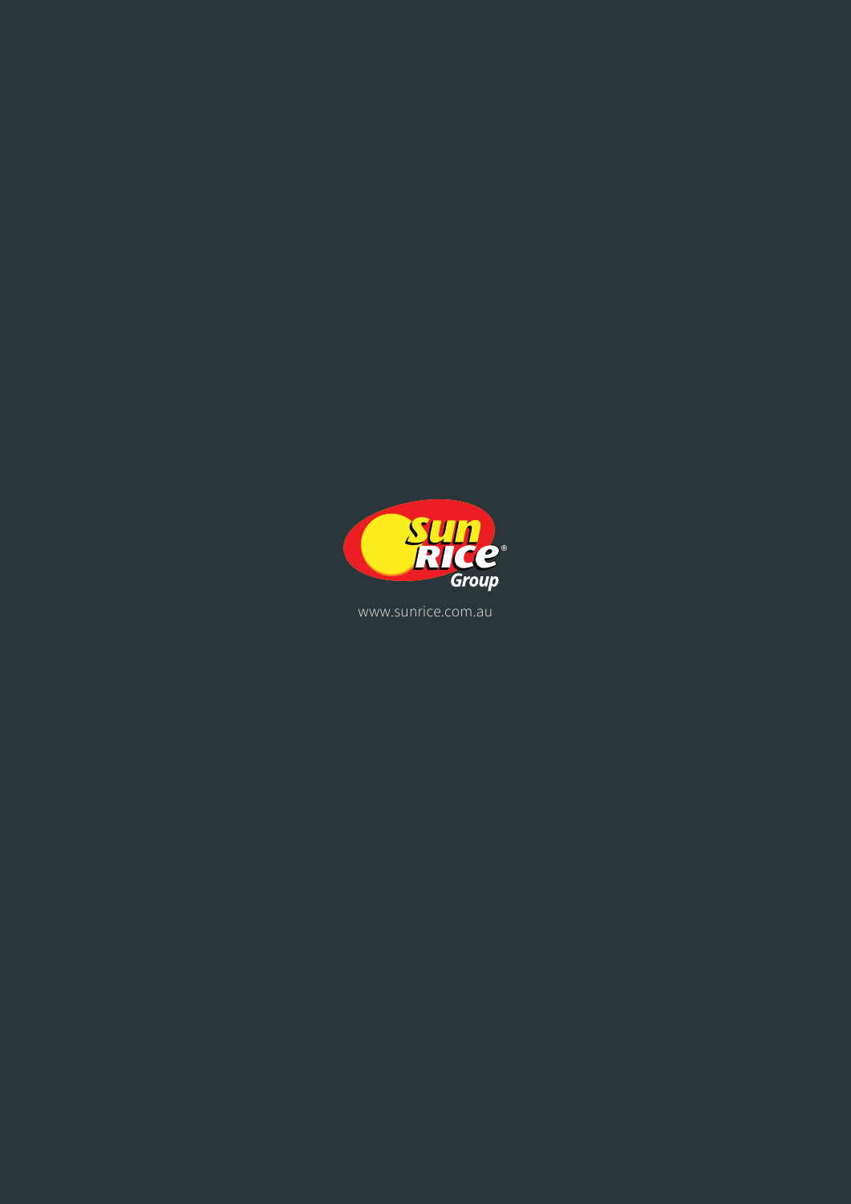www.sunrice.com.au